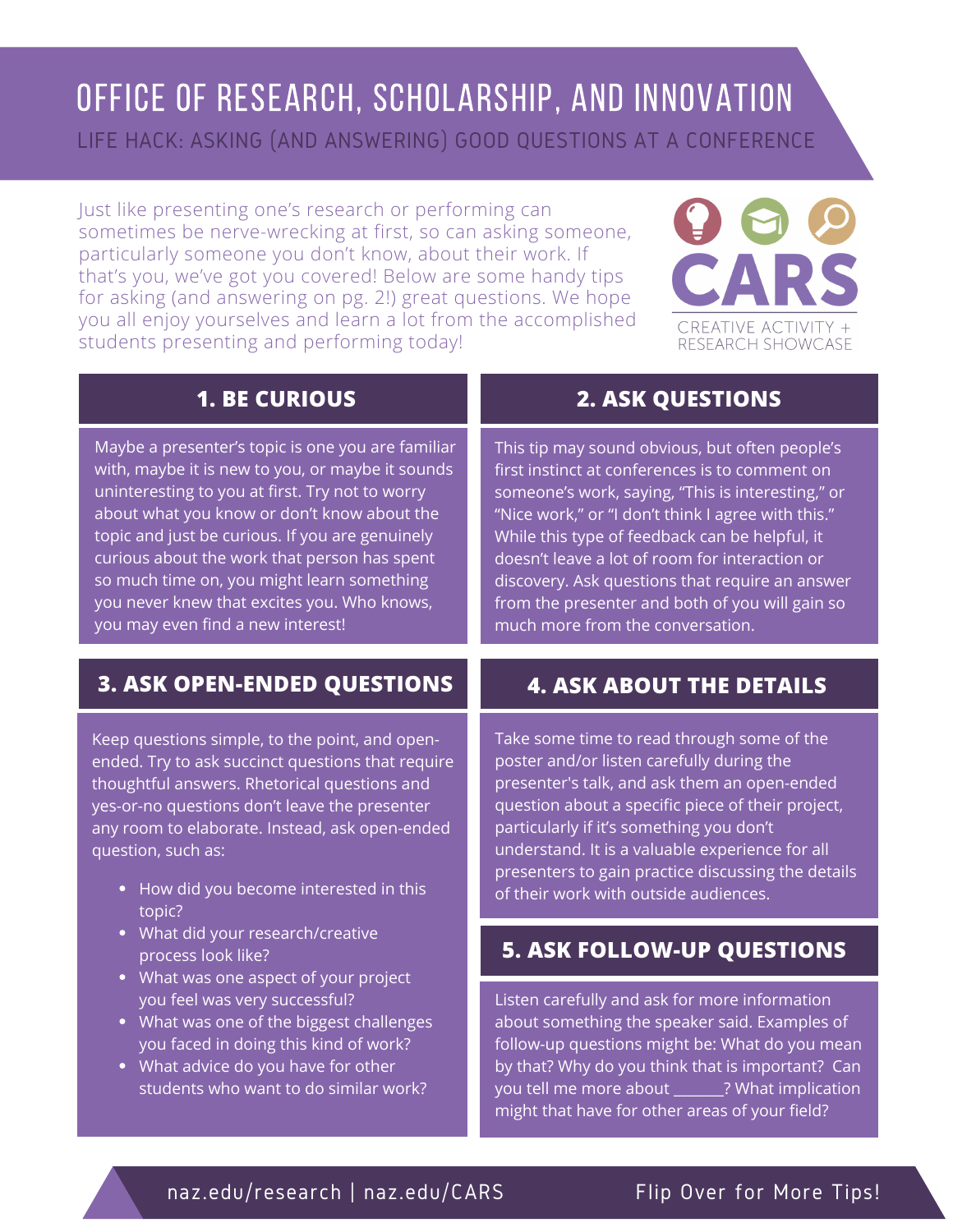# OFFICE OF RESEARCH, SCHOLARSHIP, AND INNOVATION

## LIFE HACK: ASKING (AND ANSWERING) GOOD QUESTIONS AT A CONFERENCE

Just like presenting one's research or performing can sometimes be nerve-wrecking at first, so can asking someone, particularly someone you don't know, about their work. If that's you, we've got you covered! Below are some handy tips for asking (and answering on pg. 2!) great questions. We hope you all enjoy yourselves and learn a lot from the accomplished students presenting and performing today!

CARS
CREATIVE ACTIVITY + RESEARCH SHOWCASE

### 1. BE CURIOUS

Maybe a presenter's topic is one you are familiar with, maybe it is new to you, or maybe it sounds uninteresting to you at first. Try not to worry about what you know or don't know about the topic and just be curious. If you are genuinely curious about the work that person has spent so much time on, you might learn something you never knew that excites you. Who knows, you may even find a new interest!

### 2. ASK QUESTIONS

This tip may sound obvious, but often people's first instinct at conferences is to comment on someone's work, saying, "This is interesting," or "Nice work," or "I don't think I agree with this." While this type of feedback can be helpful, it doesn't leave a lot of room for interaction or discovery. Ask questions that require an answer from the presenter and both of you will gain so much more from the conversation.

### 3. ASK OPEN-ENDED QUESTIONS

Keep questions simple, to the point, and open-ended. Try to ask succinct questions that require thoughtful answers. Rhetorical questions and yes-or-no questions don't leave the presenter any room to elaborate. Instead, ask open-ended question, such as:

- How did you become interested in this topic?
- What did your research/creative process look like?
- What was one aspect of your project you feel was very successful?
- What was one of the biggest challenges you faced in doing this kind of work?
- What advice do you have for other students who want to do similar work?

### 4. ASK ABOUT THE DETAILS

Take some time to read through some of the poster and/or listen carefully during the presenter's talk, and ask them an open-ended question about a specific piece of their project, particularly if it's something you don't understand. It is a valuable experience for all presenters to gain practice discussing the details of their work with outside audiences.

### 5. ASK FOLLOW-UP QUESTIONS

Listen carefully and ask for more information about something the speaker said. Examples of follow-up questions might be: What do you mean by that? Why do you think that is important? Can you tell me more about ______? What implication might that have for other areas of your field?

naz.edu/research | naz.edu/CARS

Flip Over for More Tips!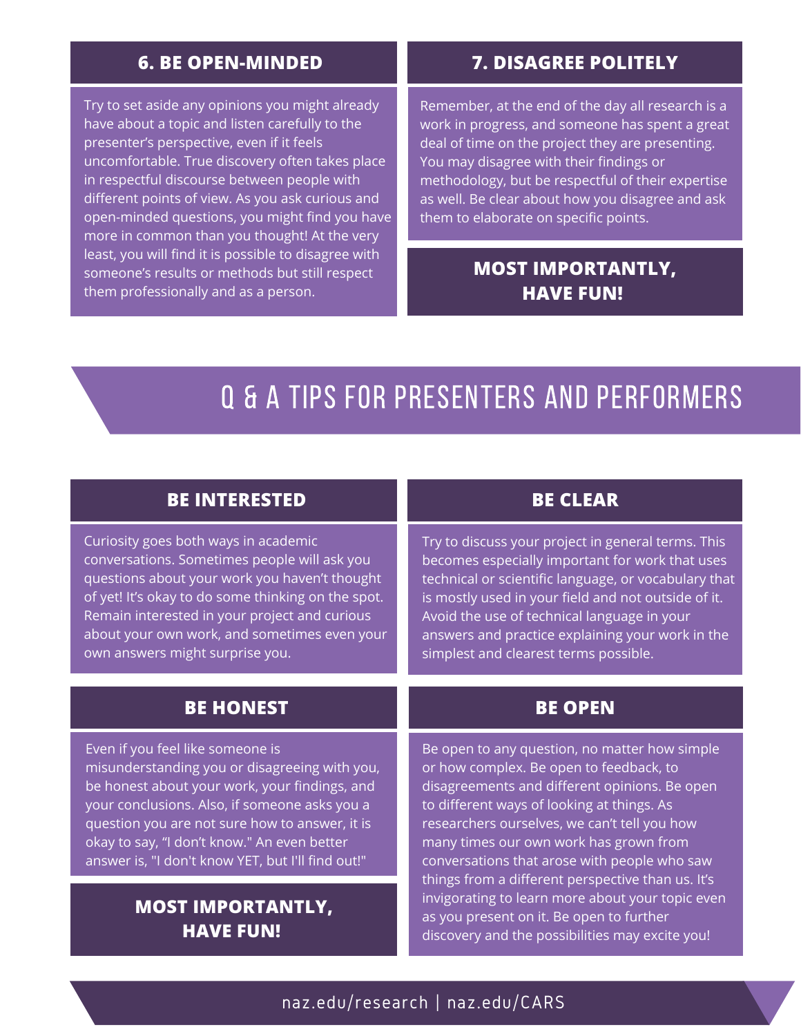### 6. BE OPEN-MINDED

Try to set aside any opinions you might already have about a topic and listen carefully to the presenter's perspective, even if it feels uncomfortable. True discovery often takes place in respectful discourse between people with different points of view. As you ask curious and open-minded questions, you might find you have more in common than you thought! At the very least, you will find it is possible to disagree with someone's results or methods but still respect them professionally and as a person.

### 7. DISAGREE POLITELY

Remember, at the end of the day all research is a work in progress, and someone has spent a great deal of time on the project they are presenting. You may disagree with their findings or methodology, but be respectful of their expertise as well. Be clear about how you disagree and ask them to elaborate on specific points.

**MOST IMPORTANTLY, HAVE FUN!**

## Q & A TIPS FOR PRESENTERS AND PERFORMERS

### BE INTERESTED

Curiosity goes both ways in academic conversations. Sometimes people will ask you questions about your work you haven't thought of yet! It's okay to do some thinking on the spot. Remain interested in your project and curious about your own work, and sometimes even your own answers might surprise you.

### BE CLEAR

Try to discuss your project in general terms. This becomes especially important for work that uses technical or scientific language, or vocabulary that is mostly used in your field and not outside of it. Avoid the use of technical language in your answers and practice explaining your work in the simplest and clearest terms possible.

### BE HONEST

Even if you feel like someone is misunderstanding you or disagreeing with you, be honest about your work, your findings, and your conclusions. Also, if someone asks you a question you are not sure how to answer, it is okay to say, "I don't know." An even better answer is, "I don't know YET, but I'll find out!"

**MOST IMPORTANTLY, HAVE FUN!**

### BE OPEN

Be open to any question, no matter how simple or how complex. Be open to feedback, to disagreements and different opinions. Be open to different ways of looking at things. As researchers ourselves, we can't tell you how many times our own work has grown from conversations that arose with people who saw things from a different perspective than us. It's invigorating to learn more about your topic even as you present on it. Be open to further discovery and the possibilities may excite you!

naz.edu/research | naz.edu/CARS